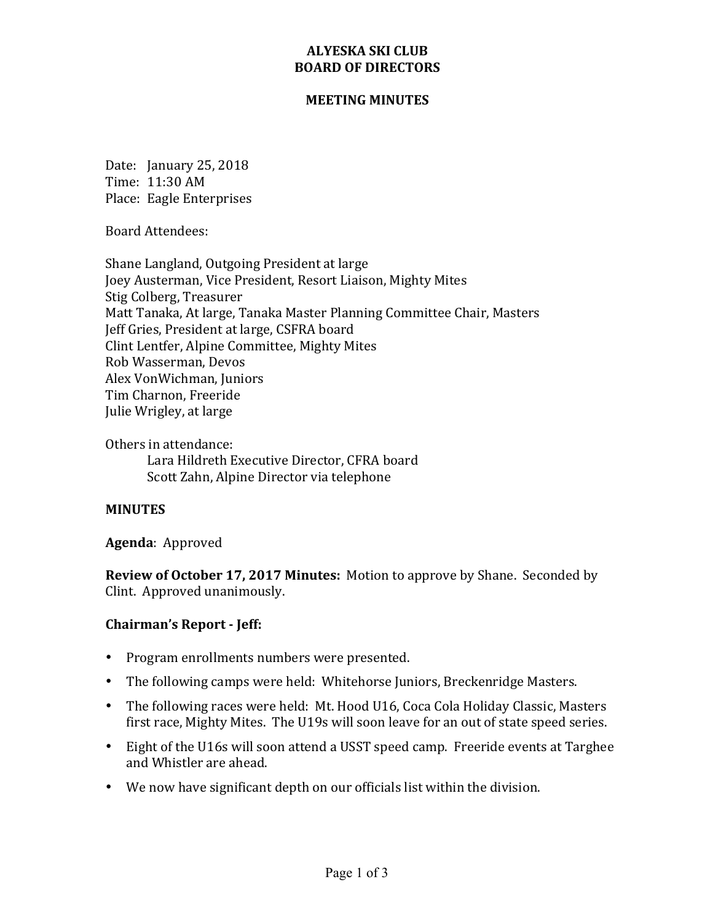# ALYESKA SKI CLUB
# BOARD OF DIRECTORS

## MEETING MINUTES

Date: January 25, 2018
Time: 11:30 AM
Place: Eagle Enterprises

Board Attendees:

Shane Langland, Outgoing President at large
Joey Austerman, Vice President, Resort Liaison, Mighty Mites
Stig Colberg, Treasurer
Matt Tanaka, At large, Tanaka Master Planning Committee Chair, Masters
Jeff Gries, President at large, CSFRA board
Clint Lentfer, Alpine Committee, Mighty Mites
Rob Wasserman, Devos
Alex VonWichman, Juniors
Tim Charnon, Freeride
Julie Wrigley, at large

Others in attendance:
  Lara Hildreth Executive Director, CFRA board
  Scott Zahn, Alpine Director via telephone

**MINUTES**

**Agenda**: Approved

**Review of October 17, 2017 Minutes:** Motion to approve by Shane. Seconded by Clint. Approved unanimously.

**Chairman's Report - Jeff:**

- Program enrollments numbers were presented.
- The following camps were held: Whitehorse Juniors, Breckenridge Masters.
- The following races were held: Mt. Hood U16, Coca Cola Holiday Classic, Masters first race, Mighty Mites. The U19s will soon leave for an out of state speed series.
- Eight of the U16s will soon attend a USST speed camp. Freeride events at Targhee and Whistler are ahead.
- We now have significant depth on our officials list within the division.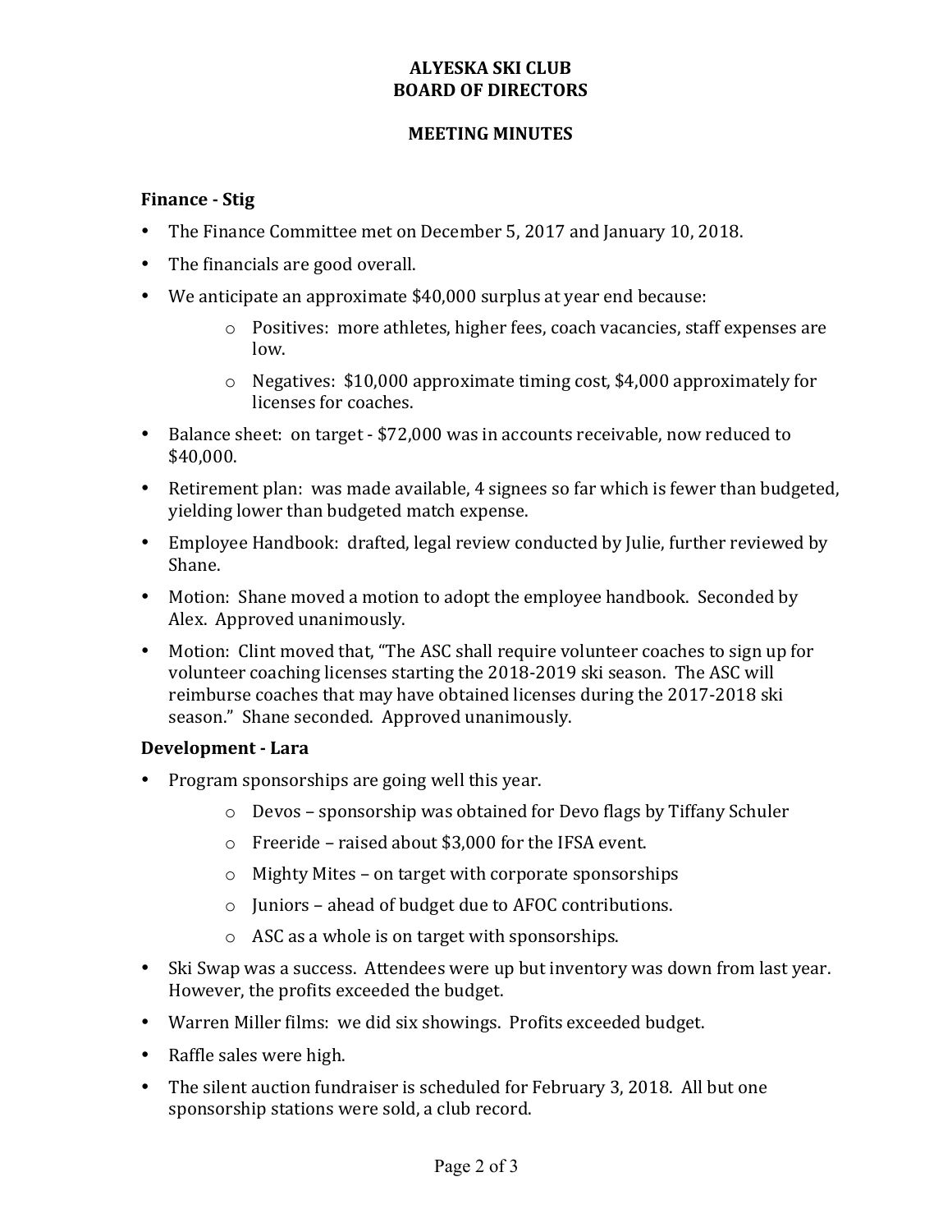**ALYESKA SKI CLUB**
**BOARD OF DIRECTORS**

**MEETING MINUTES**

### Finance - Stig

- The Finance Committee met on December 5, 2017 and January 10, 2018.
- The financials are good overall.
- We anticipate an approximate $40,000 surplus at year end because:
  - Positives: more athletes, higher fees, coach vacancies, staff expenses are low.
  - Negatives: $10,000 approximate timing cost, $4,000 approximately for licenses for coaches.
- Balance sheet: on target - $72,000 was in accounts receivable, now reduced to $40,000.
- Retirement plan: was made available, 4 signees so far which is fewer than budgeted, yielding lower than budgeted match expense.
- Employee Handbook: drafted, legal review conducted by Julie, further reviewed by Shane.
- Motion: Shane moved a motion to adopt the employee handbook. Seconded by Alex. Approved unanimously.
- Motion: Clint moved that, "The ASC shall require volunteer coaches to sign up for volunteer coaching licenses starting the 2018-2019 ski season. The ASC will reimburse coaches that may have obtained licenses during the 2017-2018 ski season." Shane seconded. Approved unanimously.

### Development - Lara

- Program sponsorships are going well this year.
  - Devos – sponsorship was obtained for Devo flags by Tiffany Schuler
  - Freeride – raised about $3,000 for the IFSA event.
  - Mighty Mites – on target with corporate sponsorships
  - Juniors – ahead of budget due to AFOC contributions.
  - ASC as a whole is on target with sponsorships.
- Ski Swap was a success. Attendees were up but inventory was down from last year. However, the profits exceeded the budget.
- Warren Miller films: we did six showings. Profits exceeded budget.
- Raffle sales were high.
- The silent auction fundraiser is scheduled for February 3, 2018. All but one sponsorship stations were sold, a club record.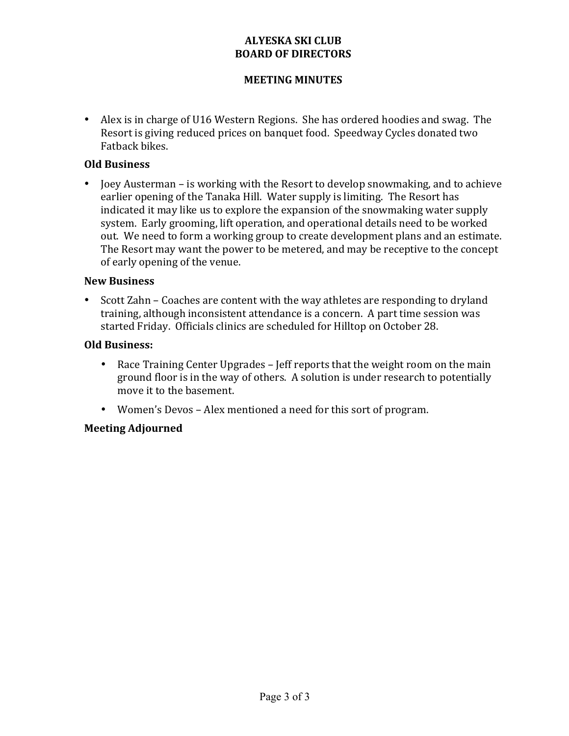**ALYESKA SKI CLUB**
**BOARD OF DIRECTORS**

**MEETING MINUTES**

- Alex is in charge of U16 Western Regions. She has ordered hoodies and swag. The Resort is giving reduced prices on banquet food. Speedway Cycles donated two Fatback bikes.

**Old Business**

- Joey Austerman – is working with the Resort to develop snowmaking, and to achieve earlier opening of the Tanaka Hill. Water supply is limiting. The Resort has indicated it may like us to explore the expansion of the snowmaking water supply system. Early grooming, lift operation, and operational details need to be worked out. We need to form a working group to create development plans and an estimate. The Resort may want the power to be metered, and may be receptive to the concept of early opening of the venue.

**New Business**

- Scott Zahn – Coaches are content with the way athletes are responding to dryland training, although inconsistent attendance is a concern. A part time session was started Friday. Officials clinics are scheduled for Hilltop on October 28.

**Old Business:**

- Race Training Center Upgrades – Jeff reports that the weight room on the main ground floor is in the way of others. A solution is under research to potentially move it to the basement.
- Women's Devos – Alex mentioned a need for this sort of program.

**Meeting Adjourned**